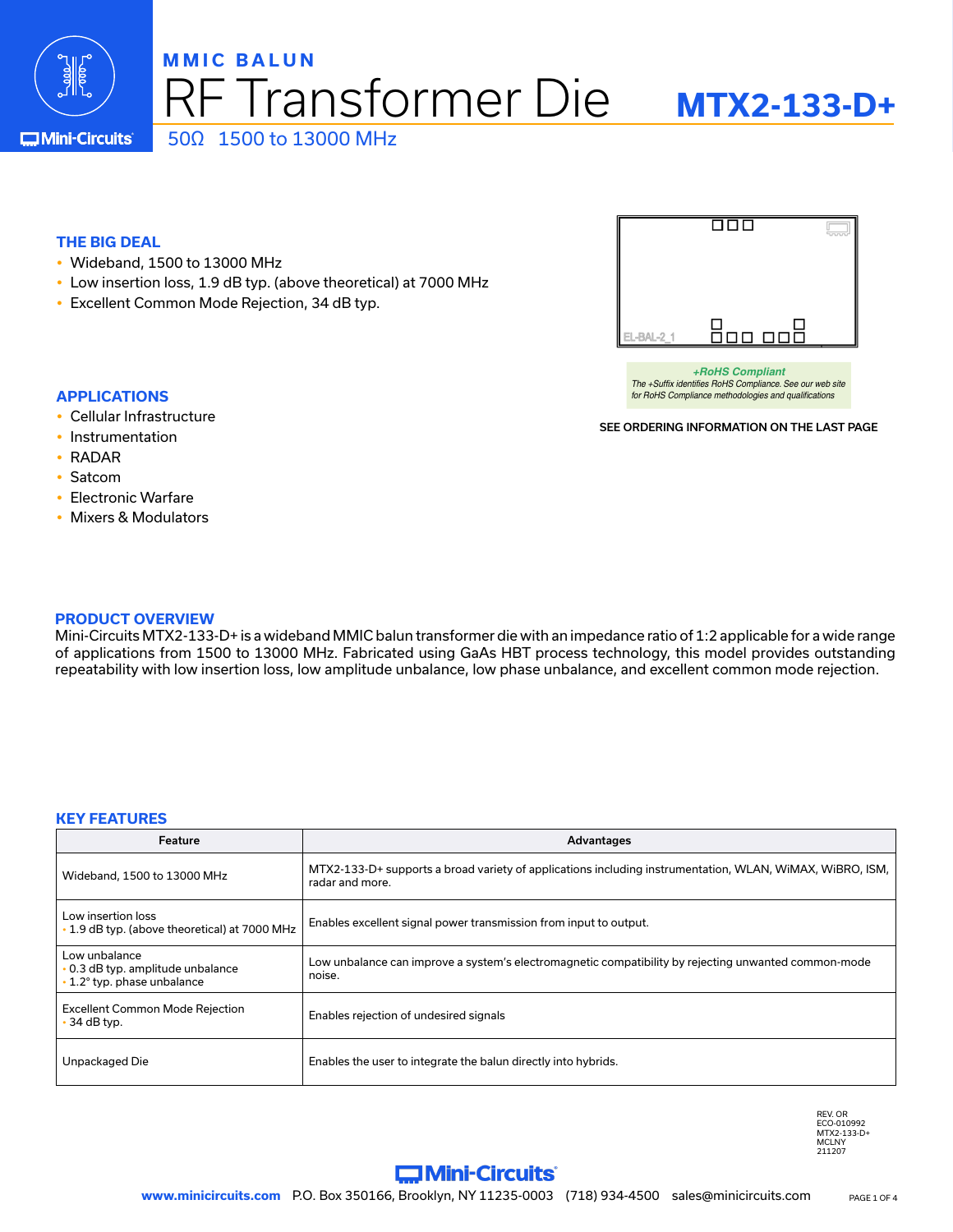# MMIC BALUN

# RF Transformer Die

## MTX2-133-D+

50Ω 1500 to 13000 MHz

## THE BIG DEAL

- Wideband, 1500 to 13000 MHz
- Low insertion loss, 1.9 dB typ. (above theoretical) at 7000 MHz
- Excellent Common Mode Rejection, 34 dB typ.

EL-BAL-2_1

*+RoHS Compliant*
*The +Suffix identifies RoHS Compliance. See our web site for RoHS Compliance methodologies and qualifications*

SEE ORDERING INFORMATION ON THE LAST PAGE

## APPLICATIONS

- Cellular Infrastructure
- Instrumentation
- RADAR
- Satcom
- Electronic Warfare
- Mixers & Modulators

## PRODUCT OVERVIEW

Mini-Circuits MTX2-133-D+ is a wideband MMIC balun transformer die with an impedance ratio of 1:2 applicable for a wide range of applications from 1500 to 13000 MHz. Fabricated using GaAs HBT process technology, this model provides outstanding repeatability with low insertion loss, low amplitude unbalance, low phase unbalance, and excellent common mode rejection.

## KEY FEATURES

| Feature | Advantages |
|---|---|
| Wideband, 1500 to 13000 MHz | MTX2-133-D+ supports a broad variety of applications including instrumentation, WLAN, WiMAX, WiBRO, ISM, radar and more. |
| Low insertion loss<br>• 1.9 dB typ. (above theoretical) at 7000 MHz | Enables excellent signal power transmission from input to output. |
| Low unbalance<br>• 0.3 dB typ. amplitude unbalance<br>• 1.2° typ. phase unbalance | Low unbalance can improve a system's electromagnetic compatibility by rejecting unwanted common-mode noise. |
| Excellent Common Mode Rejection<br>• 34 dB typ. | Enables rejection of undesired signals |
| Unpackaged Die | Enables the user to integrate the balun directly into hybrids. |

REV. OR
ECO-010992
MTX2-133-D+
MCLNY
211207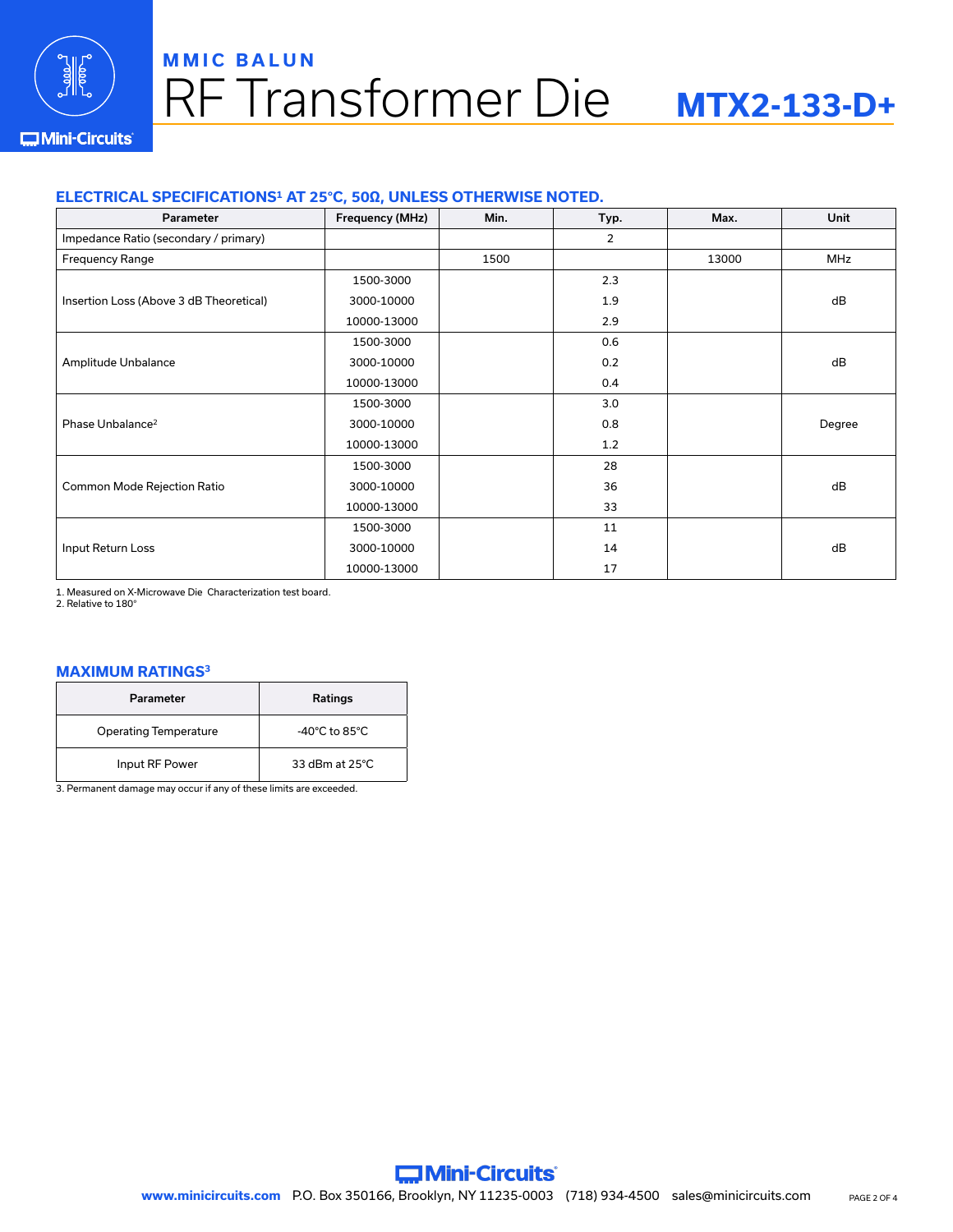**MMIC BALUN**

# RF Transformer Die

## MTX2-133-D+

### ELECTRICAL SPECIFICATIONS[1] AT 25°C, 50Ω, UNLESS OTHERWISE NOTED.

| Parameter | Frequency (MHz) | Min. | Typ. | Max. | Unit |
|---|---|---|---|---|---|
| Impedance Ratio (secondary / primary) | | | 2 | | |
| Frequency Range | | 1500 | | 13000 | MHz |
| Insertion Loss (Above 3 dB Theoretical) | 1500-3000 | | 2.3 | | dB |
| | 3000-10000 | | 1.9 | | |
| | 10000-13000 | | 2.9 | | |
| Amplitude Unbalance | 1500-3000 | | 0.6 | | dB |
| | 3000-10000 | | 0.2 | | |
| | 10000-13000 | | 0.4 | | |
| Phase Unbalance[2] | 1500-3000 | | 3.0 | | Degree |
| | 3000-10000 | | 0.8 | | |
| | 10000-13000 | | 1.2 | | |
| Common Mode Rejection Ratio | 1500-3000 | | 28 | | dB |
| | 3000-10000 | | 36 | | |
| | 10000-13000 | | 33 | | |
| Input Return Loss | 1500-3000 | | 11 | | dB |
| | 3000-10000 | | 14 | | |
| | 10000-13000 | | 17 | | |

1. Measured on X-Microwave Die Characterization test board.
2. Relative to 180°

### MAXIMUM RATINGS[3]

| Parameter | Ratings |
|---|---|
| Operating Temperature | -40°C to 85°C |
| Input RF Power | 33 dBm at 25°C |

3. Permanent damage may occur if any of these limits are exceeded.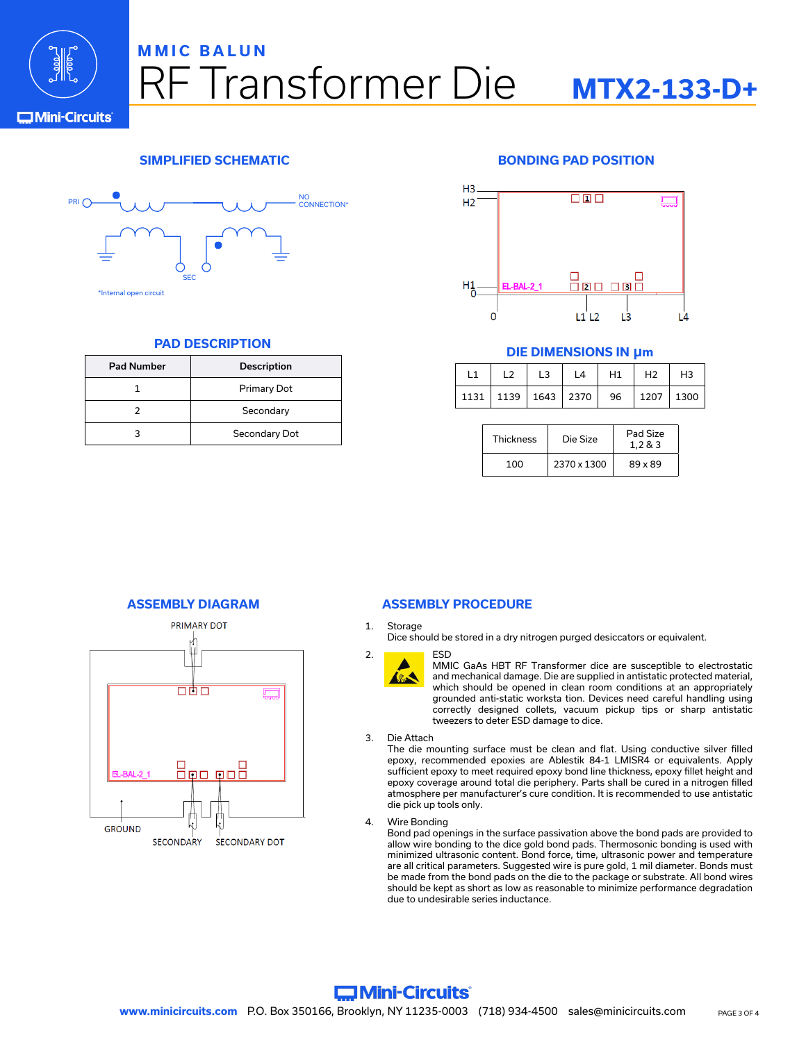MMIC BALUN

# RF Transformer Die

# MTX2-133-D+

## SIMPLIFIED SCHEMATIC

PRI

NO CONNECTION*

SEC

*Internal open circuit

## BONDING PAD POSITION

## PAD DESCRIPTION

| Pad Number | Description |
|---|---|
| 1 | Primary Dot |
| 2 | Secondary |
| 3 | Secondary Dot |

## DIE DIMENSIONS IN µm

| L1 | L2 | L3 | L4 | H1 | H2 | H3 |
|---|---|---|---|---|---|---|
| 1131 | 1139 | 1643 | 2370 | 96 | 1207 | 1300 |

| Thickness | Die Size | Pad Size 1,2 & 3 |
|---|---|---|
| 100 | 2370 x 1300 | 89 x 89 |

## ASSEMBLY DIAGRAM

PRIMARY DOT

GROUND

SECONDARY

SECONDARY DOT

## ASSEMBLY PROCEDURE

1. Storage
   Dice should be stored in a dry nitrogen purged desiccators or equivalent.

2. ESD
   MMIC GaAs HBT RF Transformer dice are susceptible to electrostatic and mechanical damage. Die are supplied in antistatic protected material, which should be opened in clean room conditions at an appropriately grounded anti-static worksta tion. Devices need careful handling using correctly designed collets, vacuum pickup tips or sharp antistatic tweezers to deter ESD damage to dice.

3. Die Attach
   The die mounting surface must be clean and flat. Using conductive silver filled epoxy, recommended epoxies are Ablestik 84-1 LMISR4 or equivalents. Apply sufficient epoxy to meet required epoxy bond line thickness, epoxy fillet height and epoxy coverage around total die periphery. Parts shall be cured in a nitrogen filled atmosphere per manufacturer's cure condition. It is recommended to use antistatic die pick up tools only.

4. Wire Bonding
   Bond pad openings in the surface passivation above the bond pads are provided to allow wire bonding to the dice gold bond pads. Thermosonic bonding is used with minimized ultrasonic content. Bond force, time, ultrasonic power and temperature are all critical parameters. Suggested wire is pure gold, 1 mil diameter. Bonds must be made from the bond pads on the die to the package or substrate. All bond wires should be kept as short as low as reasonable to minimize performance degradation due to undesirable series inductance.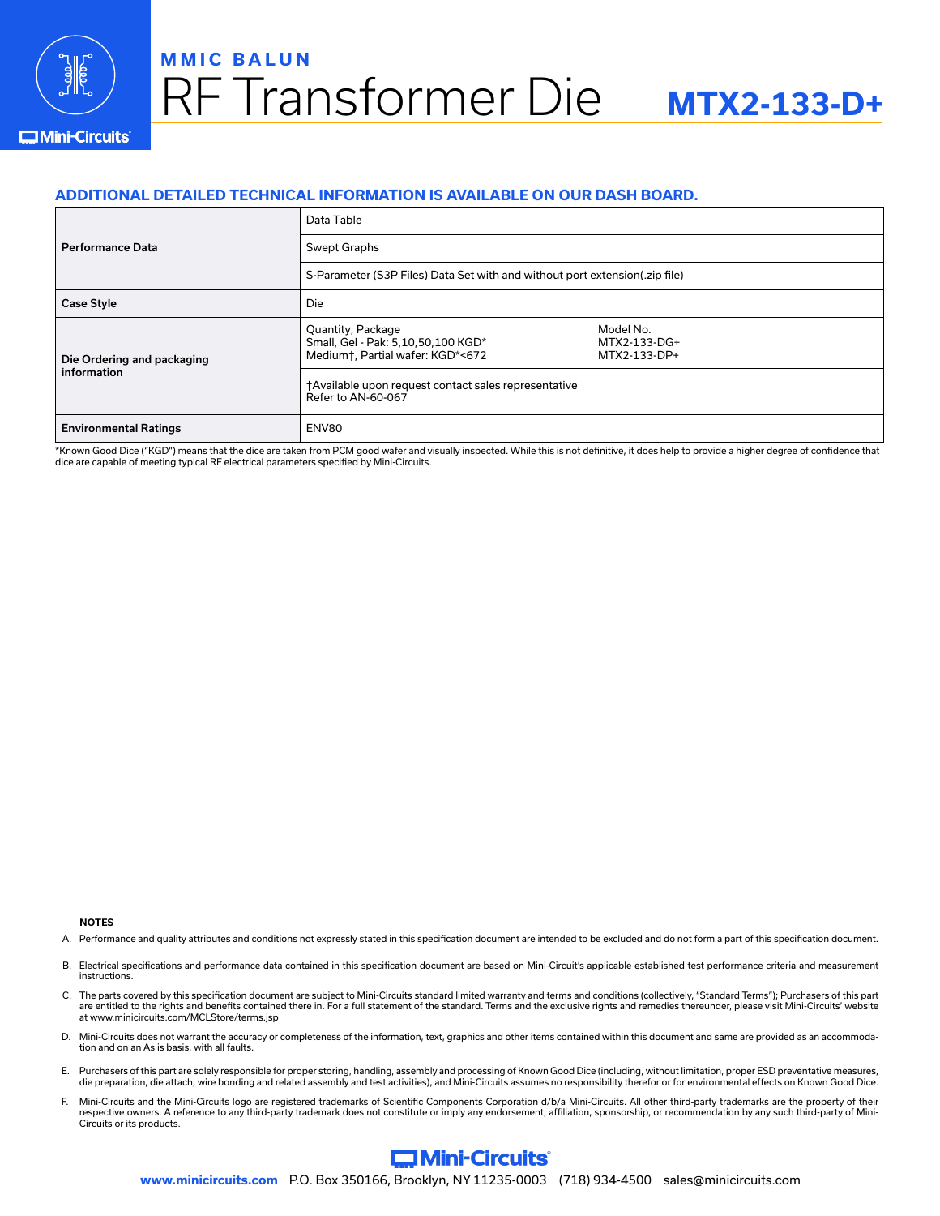## ADDITIONAL DETAILED TECHNICAL INFORMATION IS AVAILABLE ON OUR DASH BOARD.

| | | |
|---|---|---|
| **Performance Data** | Data Table | |
| | Swept Graphs | |
| | S-Parameter (S3P Files) Data Set with and without port extension(.zip file) | |
| **Case Style** | Die | |
| **Die Ordering and packaging information** | Quantity, Package<br>Small, Gel - Pak: 5,10,50,100 KGD*<br>Medium†, Partial wafer: KGD*<672 | Model No.<br>MTX2-133-DG+<br>MTX2-133-DP+ |
| | †Available upon request contact sales representative<br>Refer to AN-60-067 | |
| **Environmental Ratings** | ENV80 | |

*Known Good Dice ("KGD") means that the dice are taken from PCM good wafer and visually inspected. While this is not definitive, it does help to provide a higher degree of confidence that dice are capable of meeting typical RF electrical parameters specified by Mini-Circuits.

**NOTES**

A. Performance and quality attributes and conditions not expressly stated in this specification document are intended to be excluded and do not form a part of this specification document.

B. Electrical specifications and performance data contained in this specification document are based on Mini-Circuit's applicable established test performance criteria and measurement instructions.

C. The parts covered by this specification document are subject to Mini-Circuits standard limited warranty and terms and conditions (collectively, "Standard Terms"); Purchasers of this part are entitled to the rights and benefits contained there in. For a full statement of the standard. Terms and the exclusive rights and remedies thereunder, please visit Mini-Circuits' website at www.minicircuits.com/MCLStore/terms.jsp

D. Mini-Circuits does not warrant the accuracy or completeness of the information, text, graphics and other items contained within this document and same are provided as an accommodation and on an As is basis, with all faults.

E. Purchasers of this part are solely responsible for proper storing, handling, assembly and processing of Known Good Dice (including, without limitation, proper ESD preventative measures, die preparation, die attach, wire bonding and related assembly and test activities), and Mini-Circuits assumes no responsibility therefor or for environmental effects on Known Good Dice.

F. Mini-Circuits and the Mini-Circuits logo are registered trademarks of Scientific Components Corporation d/b/a Mini-Circuits. All other third-party trademarks are the property of their respective owners. A reference to any third-party trademark does not constitute or imply any endorsement, affiliation, sponsorship, or recommendation by any such third-party of Mini-Circuits or its products.